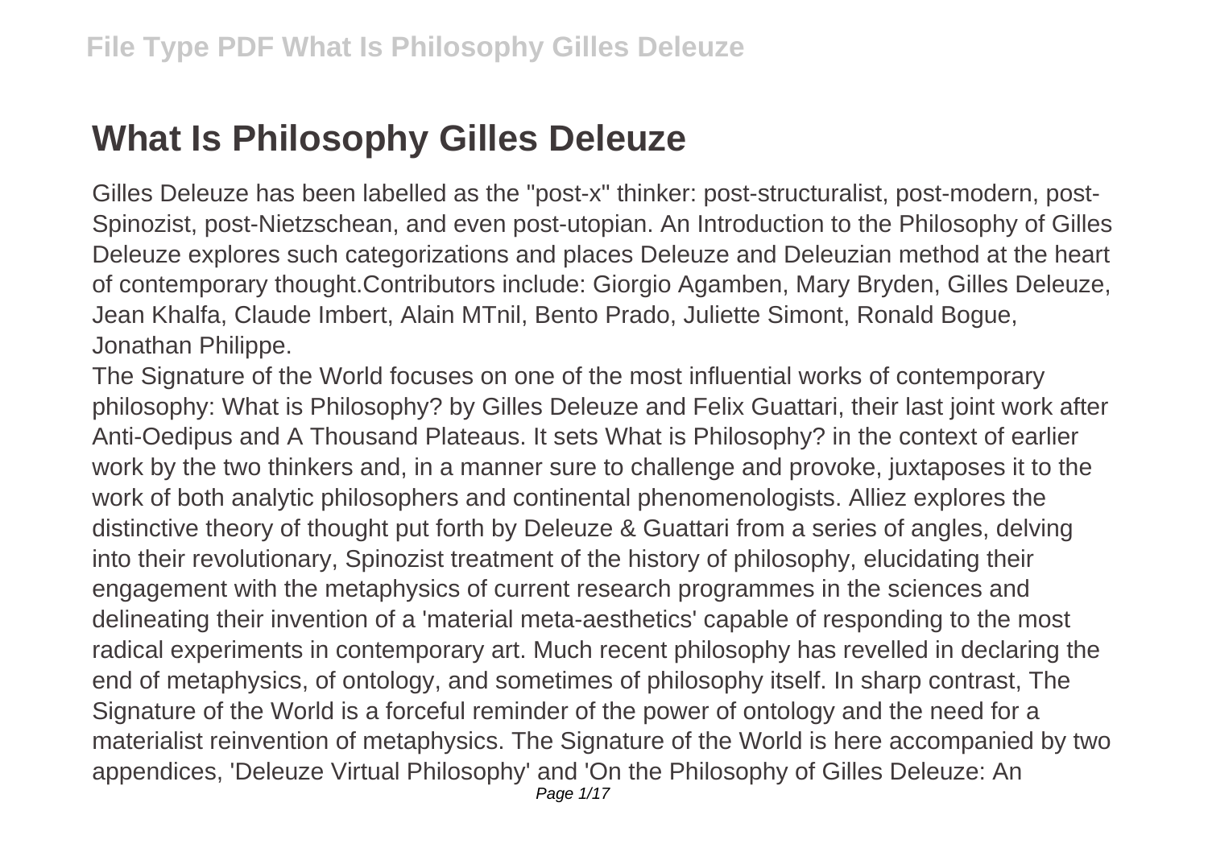# What Is Philosophy Gilles Deleuze

Gilles Deleuze has been labelled as the "post-x" thinker: post-structuralist, post-modern, post-Spinozist, post-Nietzschean, and even post-utopian. An Introduction to the Philosophy of Gilles Deleuze explores such categorizations and places Deleuze and Deleuzian method at the heart of contemporary thought.Contributors include: Giorgio Agamben, Mary Bryden, Gilles Deleuze, Jean Khalfa, Claude Imbert, Alain MTnil, Bento Prado, Juliette Simont, Ronald Bogue, Jonathan Philippe.

The Signature of the World focuses on one of the most influential works of contemporary philosophy: What is Philosophy? by Gilles Deleuze and Felix Guattari, their last joint work after Anti-Oedipus and A Thousand Plateaus. It sets What is Philosophy? in the context of earlier work by the two thinkers and, in a manner sure to challenge and provoke, juxtaposes it to the work of both analytic philosophers and continental phenomenologists. Alliez explores the distinctive theory of thought put forth by Deleuze & Guattari from a series of angles, delving into their revolutionary, Spinozist treatment of the history of philosophy, elucidating their engagement with the metaphysics of current research programmes in the sciences and delineating their invention of a 'material meta-aesthetics' capable of responding to the most radical experiments in contemporary art. Much recent philosophy has revelled in declaring the end of metaphysics, of ontology, and sometimes of philosophy itself. In sharp contrast, The Signature of the World is a forceful reminder of the power of ontology and the need for a materialist reinvention of metaphysics. The Signature of the World is here accompanied by two appendices, 'Deleuze Virtual Philosophy' and 'On the Philosophy of Gilles Deleuze: An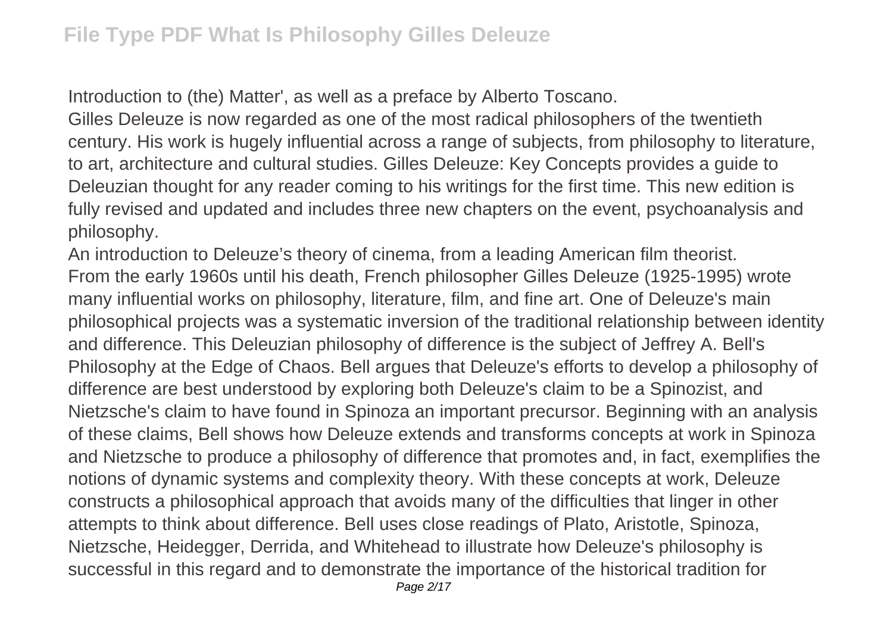Introduction to (the) Matter', as well as a preface by Alberto Toscano.

Gilles Deleuze is now regarded as one of the most radical philosophers of the twentieth century. His work is hugely influential across a range of subjects, from philosophy to literature, to art, architecture and cultural studies. Gilles Deleuze: Key Concepts provides a guide to Deleuzian thought for any reader coming to his writings for the first time. This new edition is fully revised and updated and includes three new chapters on the event, psychoanalysis and philosophy.

An introduction to Deleuze's theory of cinema, from a leading American film theorist.

From the early 1960s until his death, French philosopher Gilles Deleuze (1925-1995) wrote many influential works on philosophy, literature, film, and fine art. One of Deleuze's main philosophical projects was a systematic inversion of the traditional relationship between identity and difference. This Deleuzian philosophy of difference is the subject of Jeffrey A. Bell's Philosophy at the Edge of Chaos. Bell argues that Deleuze's efforts to develop a philosophy of difference are best understood by exploring both Deleuze's claim to be a Spinozist, and Nietzsche's claim to have found in Spinoza an important precursor. Beginning with an analysis of these claims, Bell shows how Deleuze extends and transforms concepts at work in Spinoza and Nietzsche to produce a philosophy of difference that promotes and, in fact, exemplifies the notions of dynamic systems and complexity theory. With these concepts at work, Deleuze constructs a philosophical approach that avoids many of the difficulties that linger in other attempts to think about difference. Bell uses close readings of Plato, Aristotle, Spinoza, Nietzsche, Heidegger, Derrida, and Whitehead to illustrate how Deleuze's philosophy is successful in this regard and to demonstrate the importance of the historical tradition for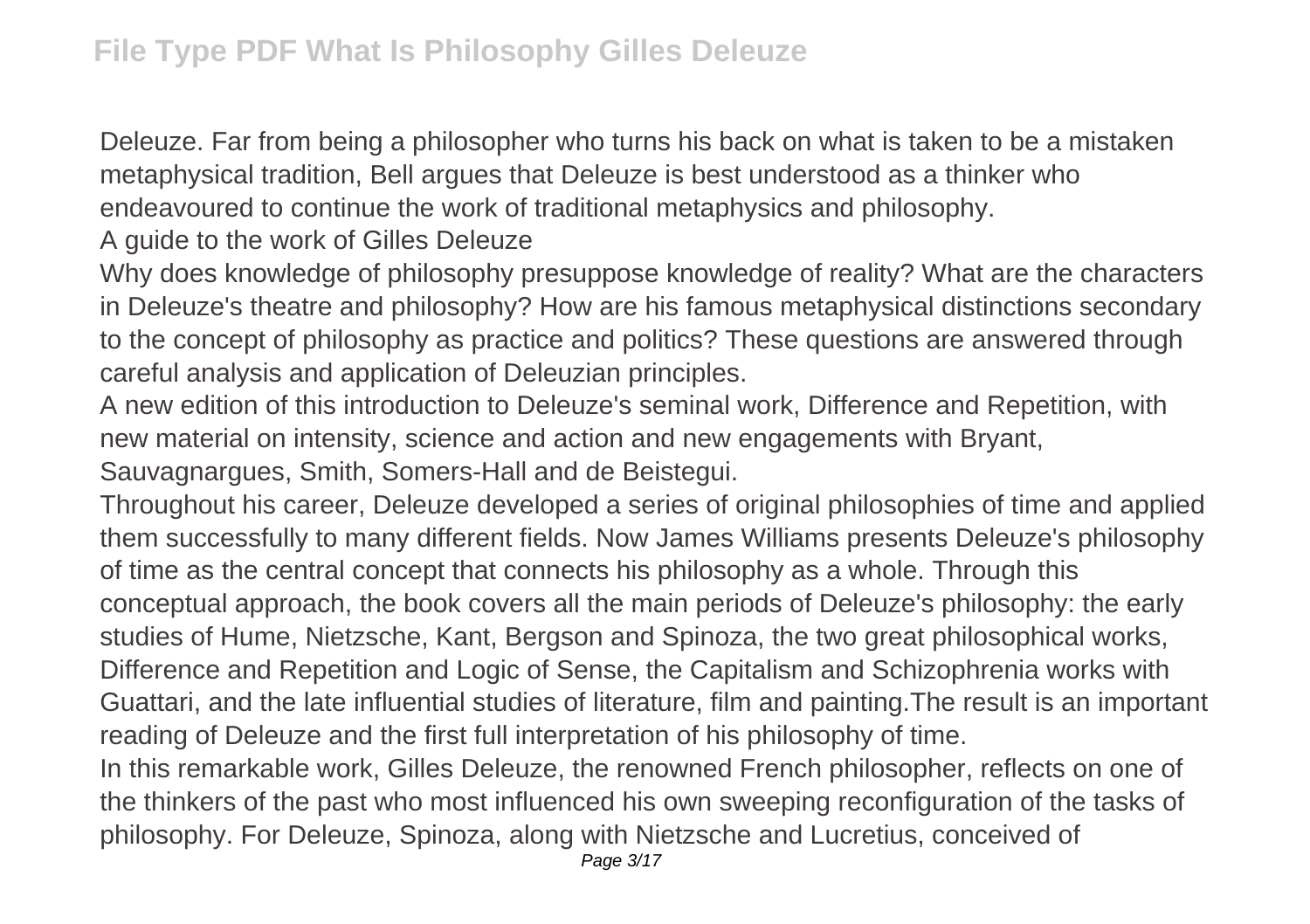Deleuze. Far from being a philosopher who turns his back on what is taken to be a mistaken metaphysical tradition, Bell argues that Deleuze is best understood as a thinker who endeavoured to continue the work of traditional metaphysics and philosophy.

A guide to the work of Gilles Deleuze

Why does knowledge of philosophy presuppose knowledge of reality? What are the characters in Deleuze's theatre and philosophy? How are his famous metaphysical distinctions secondary to the concept of philosophy as practice and politics? These questions are answered through careful analysis and application of Deleuzian principles.

A new edition of this introduction to Deleuze's seminal work, Difference and Repetition, with new material on intensity, science and action and new engagements with Bryant, Sauvagnargues, Smith, Somers-Hall and de Beistegui.

Throughout his career, Deleuze developed a series of original philosophies of time and applied them successfully to many different fields. Now James Williams presents Deleuze's philosophy of time as the central concept that connects his philosophy as a whole. Through this conceptual approach, the book covers all the main periods of Deleuze's philosophy: the early studies of Hume, Nietzsche, Kant, Bergson and Spinoza, the two great philosophical works, Difference and Repetition and Logic of Sense, the Capitalism and Schizophrenia works with Guattari, and the late influential studies of literature, film and painting.The result is an important reading of Deleuze and the first full interpretation of his philosophy of time.

In this remarkable work, Gilles Deleuze, the renowned French philosopher, reflects on one of the thinkers of the past who most influenced his own sweeping reconfiguration of the tasks of philosophy. For Deleuze, Spinoza, along with Nietzsche and Lucretius, conceived of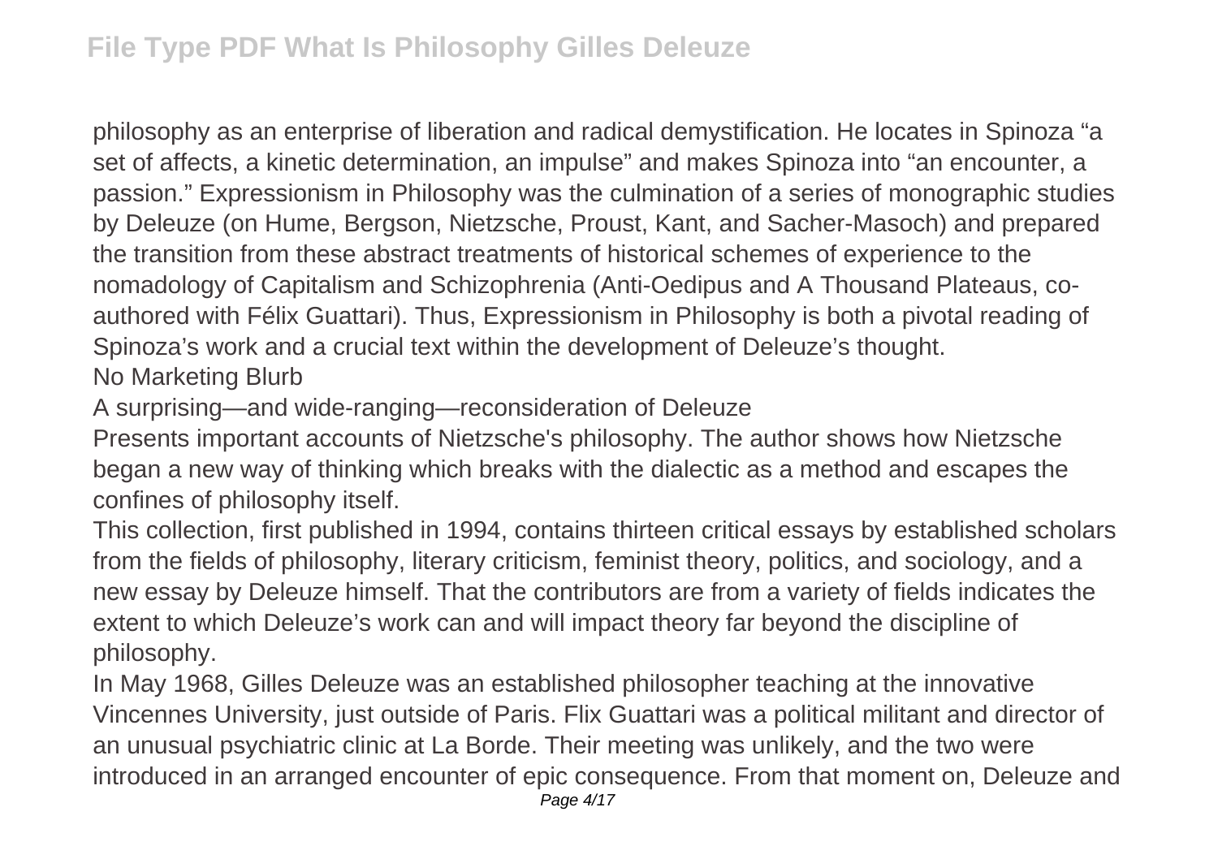philosophy as an enterprise of liberation and radical demystification. He locates in Spinoza "a set of affects, a kinetic determination, an impulse" and makes Spinoza into "an encounter, a passion." Expressionism in Philosophy was the culmination of a series of monographic studies by Deleuze (on Hume, Bergson, Nietzsche, Proust, Kant, and Sacher-Masoch) and prepared the transition from these abstract treatments of historical schemes of experience to the nomadology of Capitalism and Schizophrenia (Anti-Oedipus and A Thousand Plateaus, co-authored with Félix Guattari). Thus, Expressionism in Philosophy is both a pivotal reading of Spinoza's work and a crucial text within the development of Deleuze's thought.

No Marketing Blurb

A surprising—and wide-ranging—reconsideration of Deleuze

Presents important accounts of Nietzsche's philosophy. The author shows how Nietzsche began a new way of thinking which breaks with the dialectic as a method and escapes the confines of philosophy itself.

This collection, first published in 1994, contains thirteen critical essays by established scholars from the fields of philosophy, literary criticism, feminist theory, politics, and sociology, and a new essay by Deleuze himself. That the contributors are from a variety of fields indicates the extent to which Deleuze's work can and will impact theory far beyond the discipline of philosophy.

In May 1968, Gilles Deleuze was an established philosopher teaching at the innovative Vincennes University, just outside of Paris. Flix Guattari was a political militant and director of an unusual psychiatric clinic at La Borde. Their meeting was unlikely, and the two were introduced in an arranged encounter of epic consequence. From that moment on, Deleuze and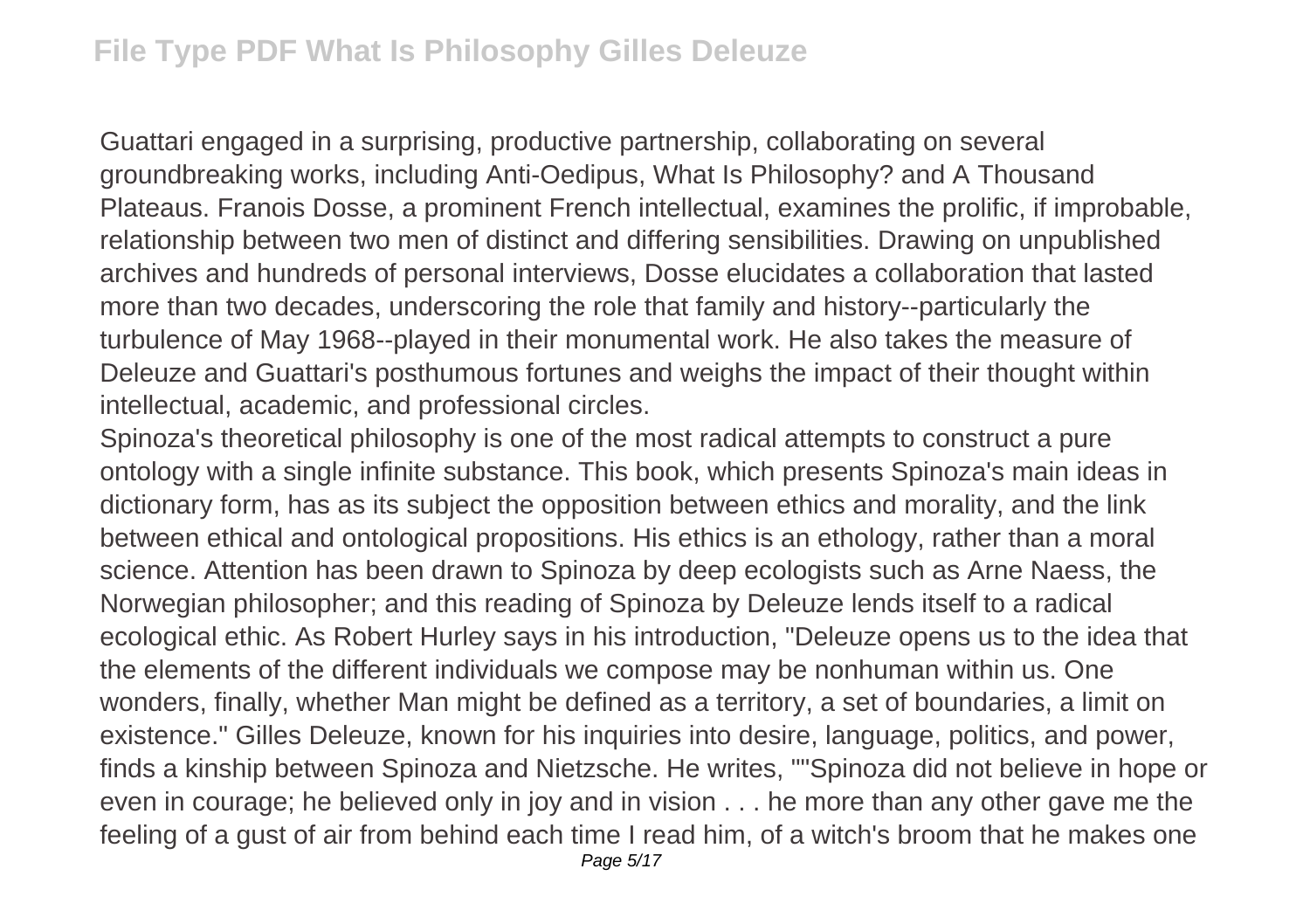Guattari engaged in a surprising, productive partnership, collaborating on several groundbreaking works, including Anti-Oedipus, What Is Philosophy? and A Thousand Plateaus. Franois Dosse, a prominent French intellectual, examines the prolific, if improbable, relationship between two men of distinct and differing sensibilities. Drawing on unpublished archives and hundreds of personal interviews, Dosse elucidates a collaboration that lasted more than two decades, underscoring the role that family and history--particularly the turbulence of May 1968--played in their monumental work. He also takes the measure of Deleuze and Guattari's posthumous fortunes and weighs the impact of their thought within intellectual, academic, and professional circles.

Spinoza's theoretical philosophy is one of the most radical attempts to construct a pure ontology with a single infinite substance. This book, which presents Spinoza's main ideas in dictionary form, has as its subject the opposition between ethics and morality, and the link between ethical and ontological propositions. His ethics is an ethology, rather than a moral science. Attention has been drawn to Spinoza by deep ecologists such as Arne Naess, the Norwegian philosopher; and this reading of Spinoza by Deleuze lends itself to a radical ecological ethic. As Robert Hurley says in his introduction, "Deleuze opens us to the idea that the elements of the different individuals we compose may be nonhuman within us. One wonders, finally, whether Man might be defined as a territory, a set of boundaries, a limit on existence." Gilles Deleuze, known for his inquiries into desire, language, politics, and power, finds a kinship between Spinoza and Nietzsche. He writes, ""Spinoza did not believe in hope or even in courage; he believed only in joy and in vision . . . he more than any other gave me the feeling of a gust of air from behind each time I read him, of a witch's broom that he makes one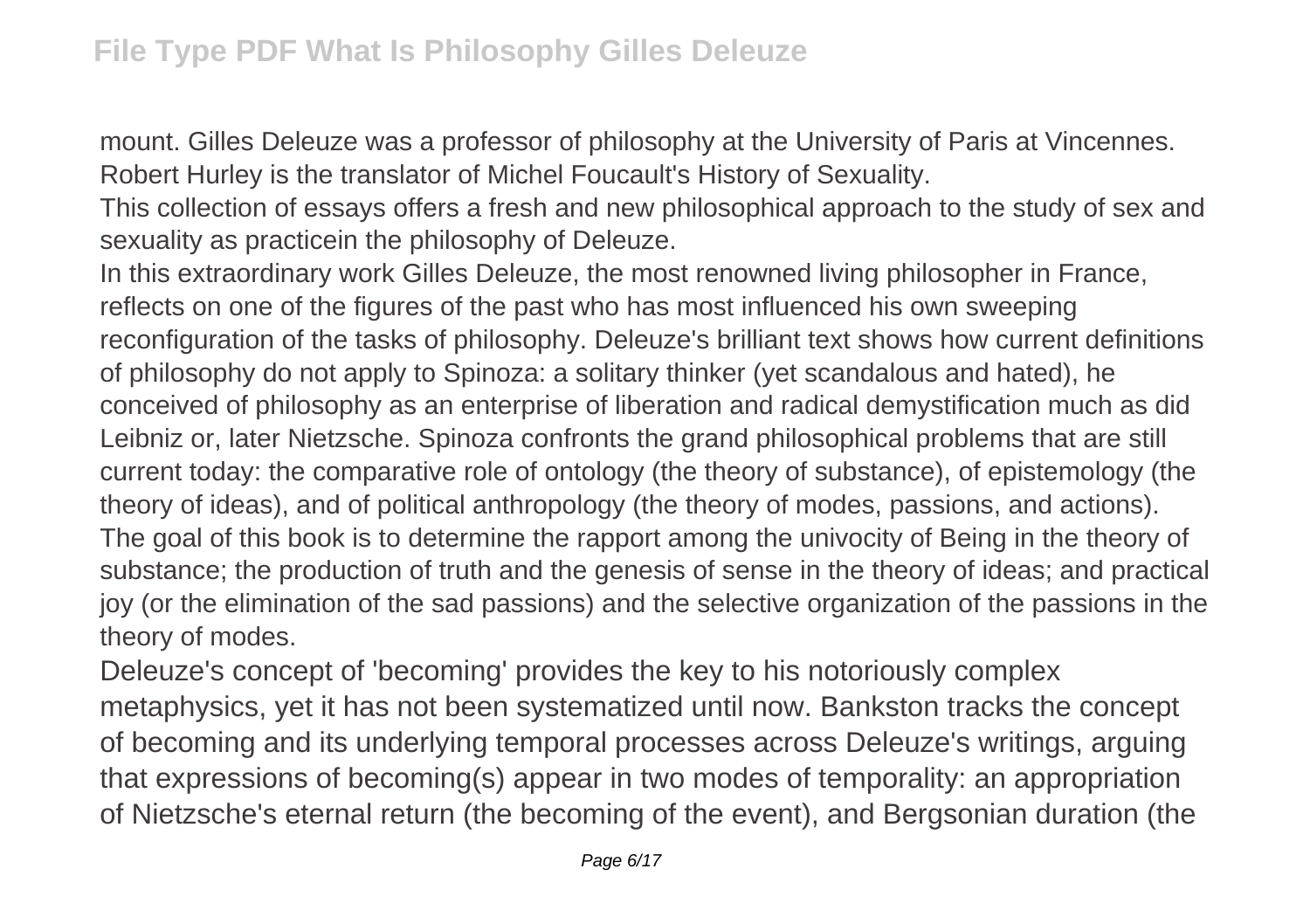mount. Gilles Deleuze was a professor of philosophy at the University of Paris at Vincennes. Robert Hurley is the translator of Michel Foucault's History of Sexuality.

This collection of essays offers a fresh and new philosophical approach to the study of sex and sexuality as practicein the philosophy of Deleuze.

In this extraordinary work Gilles Deleuze, the most renowned living philosopher in France, reflects on one of the figures of the past who has most influenced his own sweeping reconfiguration of the tasks of philosophy. Deleuze's brilliant text shows how current definitions of philosophy do not apply to Spinoza: a solitary thinker (yet scandalous and hated), he conceived of philosophy as an enterprise of liberation and radical demystification much as did Leibniz or, later Nietzsche. Spinoza confronts the grand philosophical problems that are still current today: the comparative role of ontology (the theory of substance), of epistemology (the theory of ideas), and of political anthropology (the theory of modes, passions, and actions). The goal of this book is to determine the rapport among the univocity of Being in the theory of substance; the production of truth and the genesis of sense in the theory of ideas; and practical joy (or the elimination of the sad passions) and the selective organization of the passions in the theory of modes.

Deleuze's concept of 'becoming' provides the key to his notoriously complex metaphysics, yet it has not been systematized until now. Bankston tracks the concept of becoming and its underlying temporal processes across Deleuze's writings, arguing that expressions of becoming(s) appear in two modes of temporality: an appropriation of Nietzsche's eternal return (the becoming of the event), and Bergsonian duration (the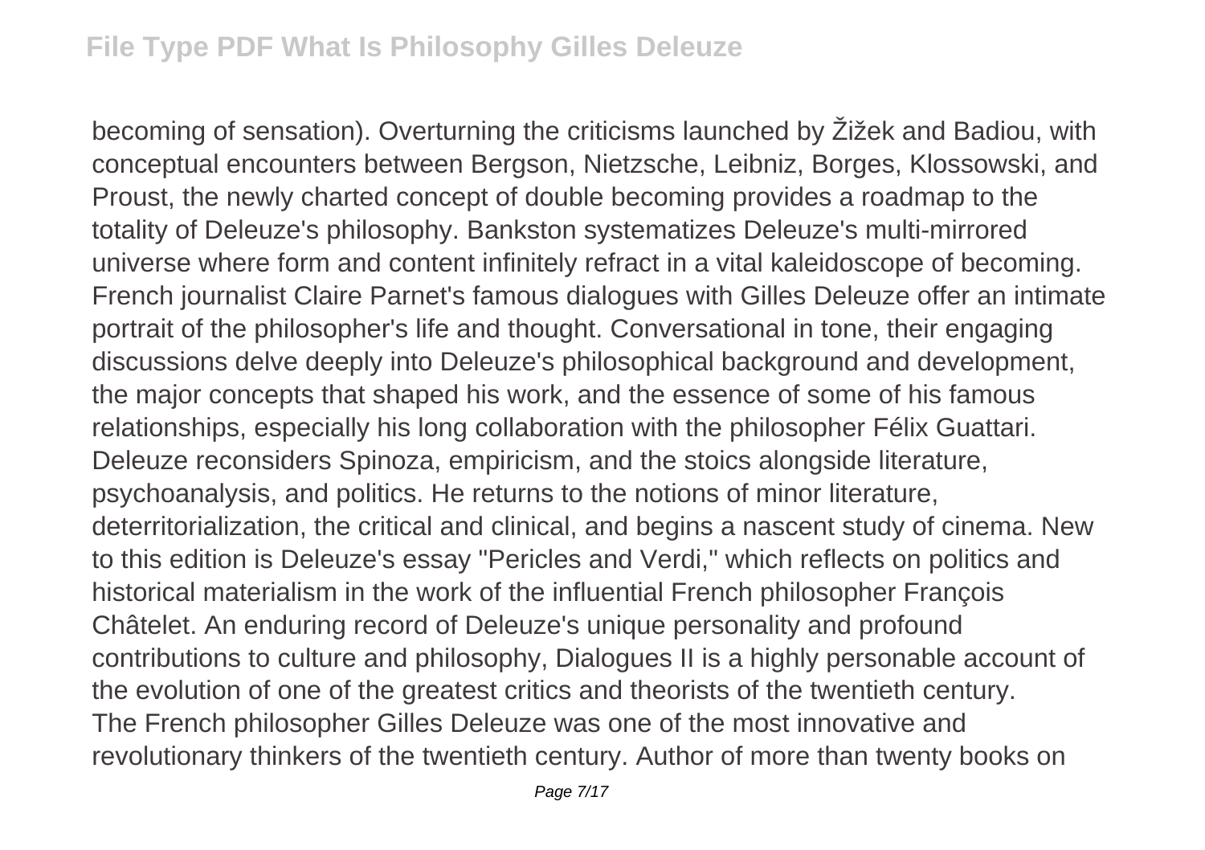becoming of sensation). Overturning the criticisms launched by Žižek and Badiou, with conceptual encounters between Bergson, Nietzsche, Leibniz, Borges, Klossowski, and Proust, the newly charted concept of double becoming provides a roadmap to the totality of Deleuze's philosophy. Bankston systematizes Deleuze's multi-mirrored universe where form and content infinitely refract in a vital kaleidoscope of becoming. French journalist Claire Parnet's famous dialogues with Gilles Deleuze offer an intimate portrait of the philosopher's life and thought. Conversational in tone, their engaging discussions delve deeply into Deleuze's philosophical background and development, the major concepts that shaped his work, and the essence of some of his famous relationships, especially his long collaboration with the philosopher Félix Guattari. Deleuze reconsiders Spinoza, empiricism, and the stoics alongside literature, psychoanalysis, and politics. He returns to the notions of minor literature, deterritorialization, the critical and clinical, and begins a nascent study of cinema. New to this edition is Deleuze's essay "Pericles and Verdi," which reflects on politics and historical materialism in the work of the influential French philosopher François Châtelet. An enduring record of Deleuze's unique personality and profound contributions to culture and philosophy, Dialogues II is a highly personable account of the evolution of one of the greatest critics and theorists of the twentieth century.
The French philosopher Gilles Deleuze was one of the most innovative and revolutionary thinkers of the twentieth century. Author of more than twenty books on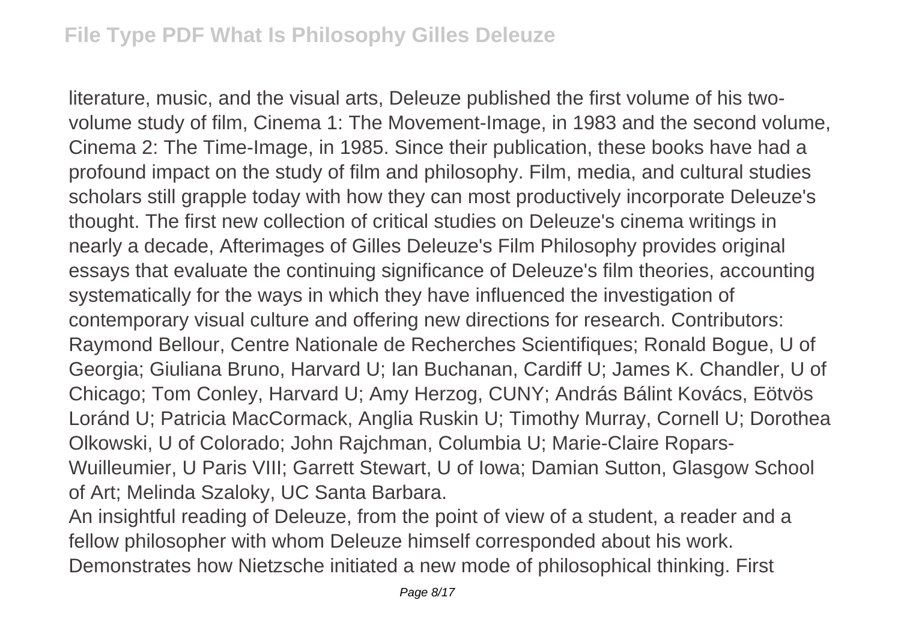literature, music, and the visual arts, Deleuze published the first volume of his two-volume study of film, Cinema 1: The Movement-Image, in 1983 and the second volume, Cinema 2: The Time-Image, in 1985. Since their publication, these books have had a profound impact on the study of film and philosophy. Film, media, and cultural studies scholars still grapple today with how they can most productively incorporate Deleuze's thought. The first new collection of critical studies on Deleuze's cinema writings in nearly a decade, Afterimages of Gilles Deleuze's Film Philosophy provides original essays that evaluate the continuing significance of Deleuze's film theories, accounting systematically for the ways in which they have influenced the investigation of contemporary visual culture and offering new directions for research. Contributors: Raymond Bellour, Centre Nationale de Recherches Scientifiques; Ronald Bogue, U of Georgia; Giuliana Bruno, Harvard U; Ian Buchanan, Cardiff U; James K. Chandler, U of Chicago; Tom Conley, Harvard U; Amy Herzog, CUNY; András Bálint Kovács, Eötvös Loránd U; Patricia MacCormack, Anglia Ruskin U; Timothy Murray, Cornell U; Dorothea Olkowski, U of Colorado; John Rajchman, Columbia U; Marie-Claire Ropars-Wuilleumier, U Paris VIII; Garrett Stewart, U of Iowa; Damian Sutton, Glasgow School of Art; Melinda Szaloky, UC Santa Barbara.

An insightful reading of Deleuze, from the point of view of a student, a reader and a fellow philosopher with whom Deleuze himself corresponded about his work.

Demonstrates how Nietzsche initiated a new mode of philosophical thinking. First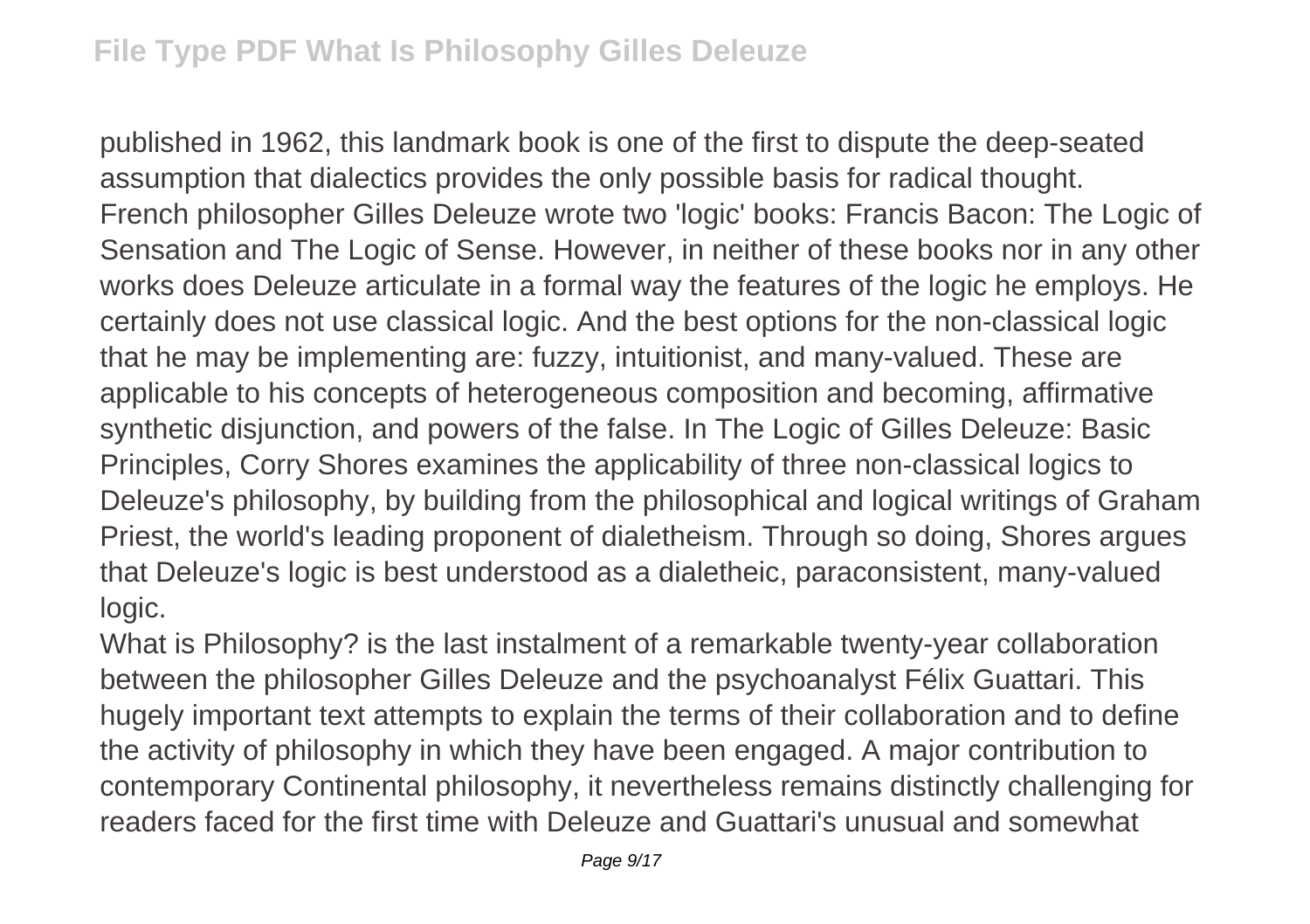published in 1962, this landmark book is one of the first to dispute the deep-seated assumption that dialectics provides the only possible basis for radical thought.

French philosopher Gilles Deleuze wrote two 'logic' books: Francis Bacon: The Logic of Sensation and The Logic of Sense. However, in neither of these books nor in any other works does Deleuze articulate in a formal way the features of the logic he employs. He certainly does not use classical logic. And the best options for the non-classical logic that he may be implementing are: fuzzy, intuitionist, and many-valued. These are applicable to his concepts of heterogeneous composition and becoming, affirmative synthetic disjunction, and powers of the false. In The Logic of Gilles Deleuze: Basic Principles, Corry Shores examines the applicability of three non-classical logics to Deleuze's philosophy, by building from the philosophical and logical writings of Graham Priest, the world's leading proponent of dialetheism. Through so doing, Shores argues that Deleuze's logic is best understood as a dialetheic, paraconsistent, many-valued logic.

What is Philosophy? is the last instalment of a remarkable twenty-year collaboration between the philosopher Gilles Deleuze and the psychoanalyst Félix Guattari. This hugely important text attempts to explain the terms of their collaboration and to define the activity of philosophy in which they have been engaged. A major contribution to contemporary Continental philosophy, it nevertheless remains distinctly challenging for readers faced for the first time with Deleuze and Guattari's unusual and somewhat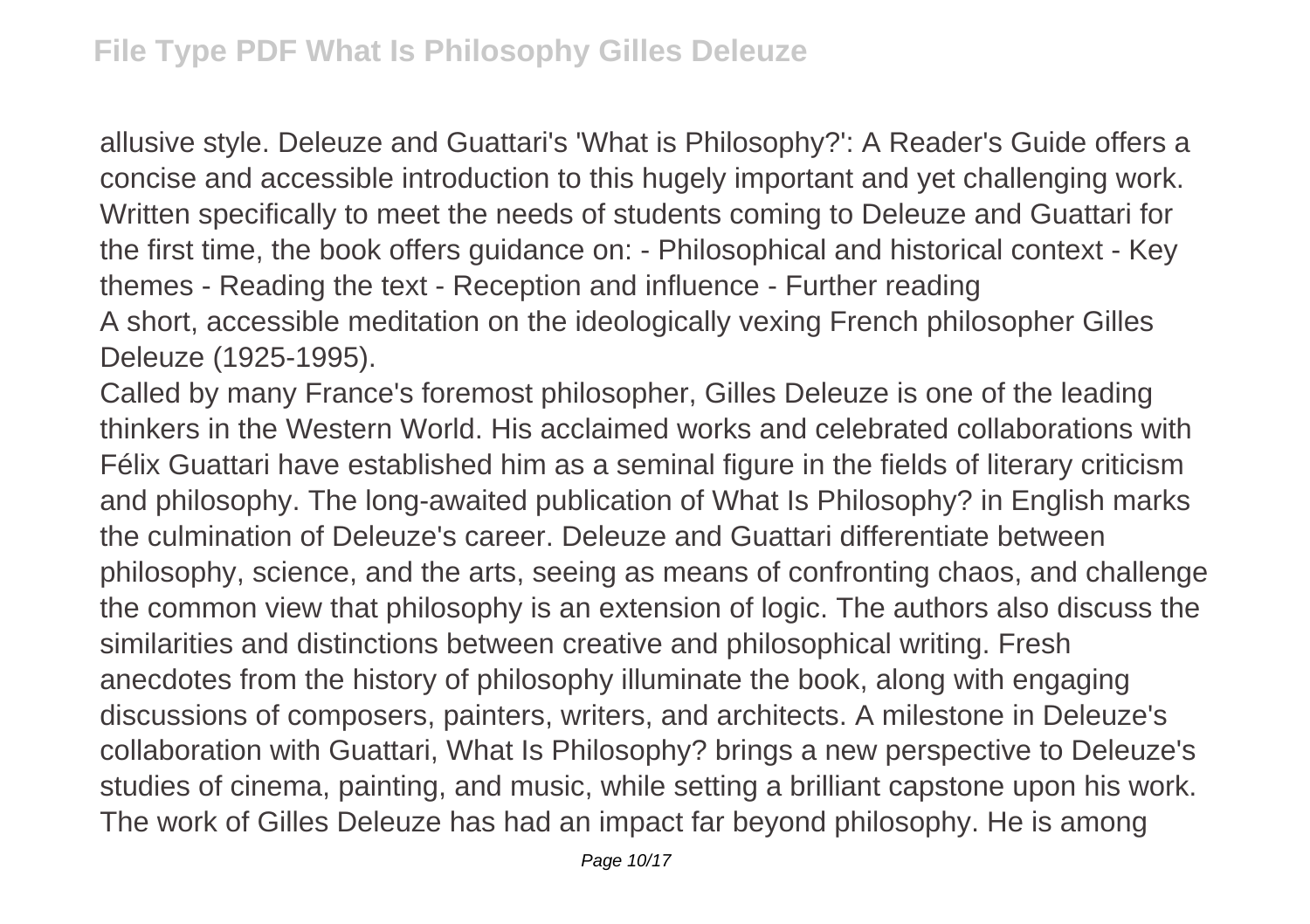allusive style. Deleuze and Guattari's 'What is Philosophy?': A Reader's Guide offers a concise and accessible introduction to this hugely important and yet challenging work. Written specifically to meet the needs of students coming to Deleuze and Guattari for the first time, the book offers guidance on: - Philosophical and historical context - Key themes - Reading the text - Reception and influence - Further reading

A short, accessible meditation on the ideologically vexing French philosopher Gilles Deleuze (1925-1995).

Called by many France's foremost philosopher, Gilles Deleuze is one of the leading thinkers in the Western World. His acclaimed works and celebrated collaborations with Félix Guattari have established him as a seminal figure in the fields of literary criticism and philosophy. The long-awaited publication of What Is Philosophy? in English marks the culmination of Deleuze's career. Deleuze and Guattari differentiate between philosophy, science, and the arts, seeing as means of confronting chaos, and challenge the common view that philosophy is an extension of logic. The authors also discuss the similarities and distinctions between creative and philosophical writing. Fresh anecdotes from the history of philosophy illuminate the book, along with engaging discussions of composers, painters, writers, and architects. A milestone in Deleuze's collaboration with Guattari, What Is Philosophy? brings a new perspective to Deleuze's studies of cinema, painting, and music, while setting a brilliant capstone upon his work.

The work of Gilles Deleuze has had an impact far beyond philosophy. He is among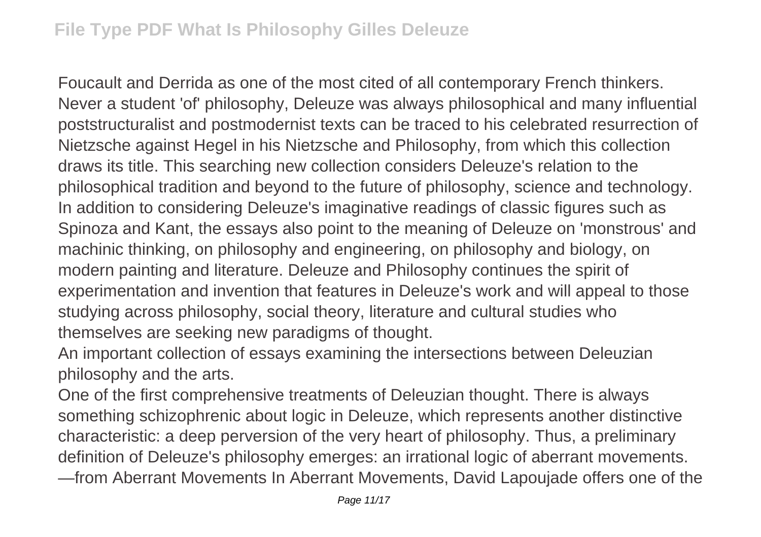Foucault and Derrida as one of the most cited of all contemporary French thinkers. Never a student 'of' philosophy, Deleuze was always philosophical and many influential poststructuralist and postmodernist texts can be traced to his celebrated resurrection of Nietzsche against Hegel in his Nietzsche and Philosophy, from which this collection draws its title. This searching new collection considers Deleuze's relation to the philosophical tradition and beyond to the future of philosophy, science and technology. In addition to considering Deleuze's imaginative readings of classic figures such as Spinoza and Kant, the essays also point to the meaning of Deleuze on 'monstrous' and machinic thinking, on philosophy and engineering, on philosophy and biology, on modern painting and literature. Deleuze and Philosophy continues the spirit of experimentation and invention that features in Deleuze's work and will appeal to those studying across philosophy, social theory, literature and cultural studies who themselves are seeking new paradigms of thought.

An important collection of essays examining the intersections between Deleuzian philosophy and the arts.

One of the first comprehensive treatments of Deleuzian thought. There is always something schizophrenic about logic in Deleuze, which represents another distinctive characteristic: a deep perversion of the very heart of philosophy. Thus, a preliminary definition of Deleuze's philosophy emerges: an irrational logic of aberrant movements. —from Aberrant Movements In Aberrant Movements, David Lapoujade offers one of the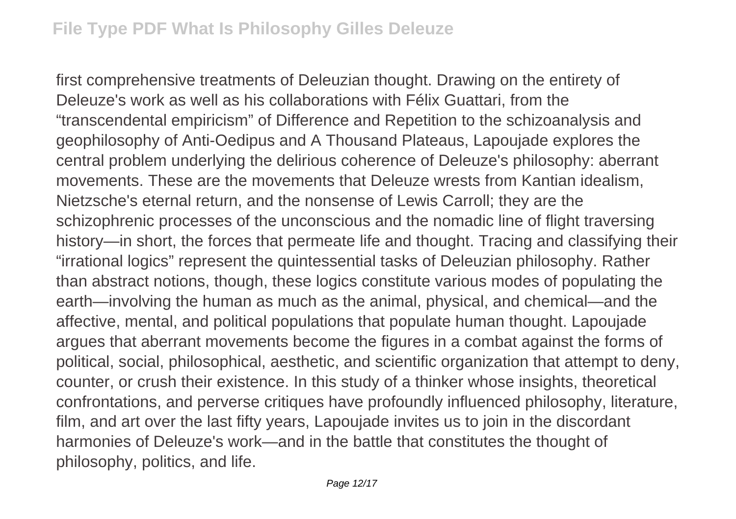first comprehensive treatments of Deleuzian thought. Drawing on the entirety of Deleuze's work as well as his collaborations with Félix Guattari, from the "transcendental empiricism" of Difference and Repetition to the schizoanalysis and geophilosophy of Anti-Oedipus and A Thousand Plateaus, Lapoujade explores the central problem underlying the delirious coherence of Deleuze's philosophy: aberrant movements. These are the movements that Deleuze wrests from Kantian idealism, Nietzsche's eternal return, and the nonsense of Lewis Carroll; they are the schizophrenic processes of the unconscious and the nomadic line of flight traversing history—in short, the forces that permeate life and thought. Tracing and classifying their "irrational logics" represent the quintessential tasks of Deleuzian philosophy. Rather than abstract notions, though, these logics constitute various modes of populating the earth—involving the human as much as the animal, physical, and chemical—and the affective, mental, and political populations that populate human thought. Lapoujade argues that aberrant movements become the figures in a combat against the forms of political, social, philosophical, aesthetic, and scientific organization that attempt to deny, counter, or crush their existence. In this study of a thinker whose insights, theoretical confrontations, and perverse critiques have profoundly influenced philosophy, literature, film, and art over the last fifty years, Lapoujade invites us to join in the discordant harmonies of Deleuze's work—and in the battle that constitutes the thought of philosophy, politics, and life.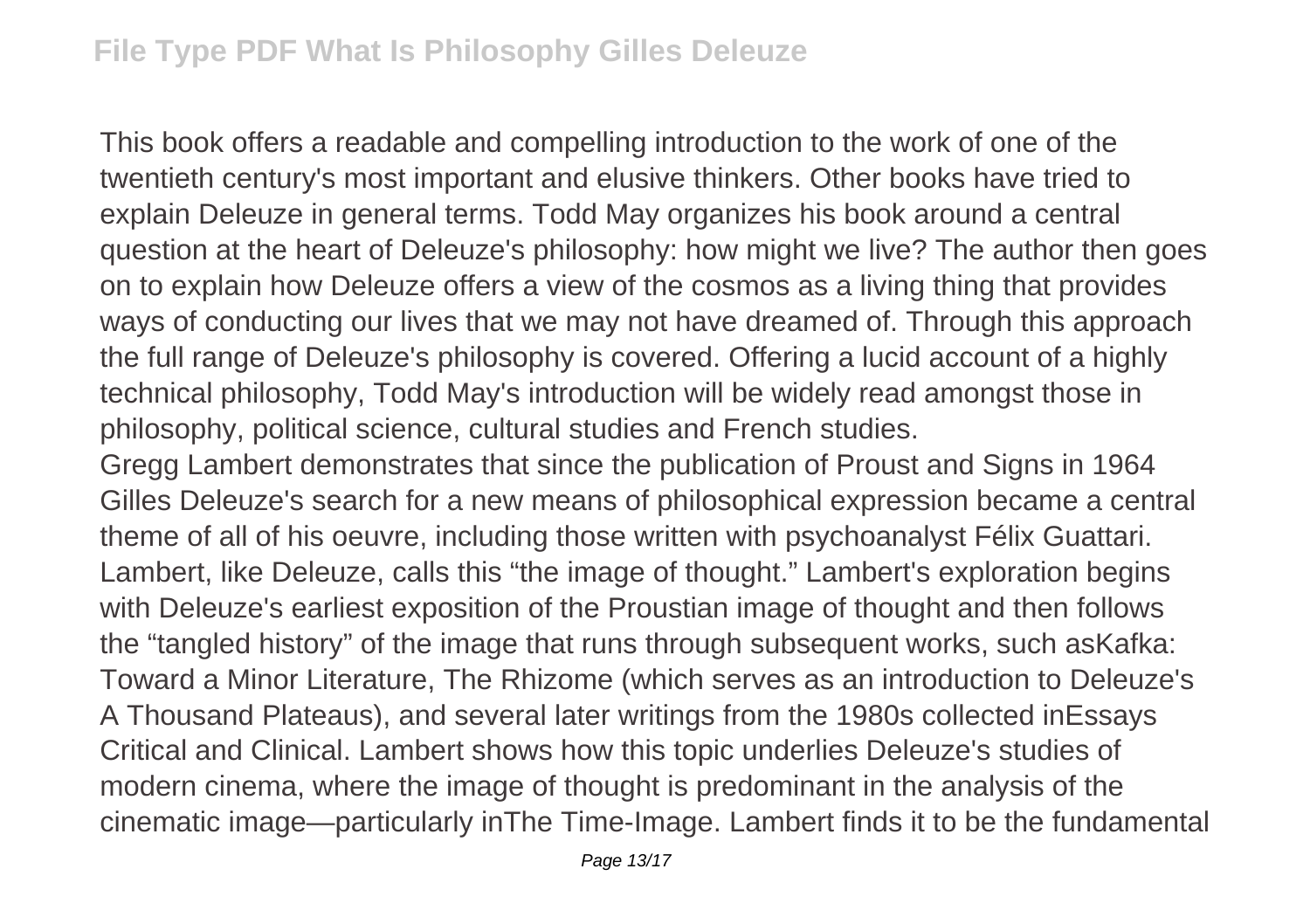This book offers a readable and compelling introduction to the work of one of the twentieth century's most important and elusive thinkers. Other books have tried to explain Deleuze in general terms. Todd May organizes his book around a central question at the heart of Deleuze's philosophy: how might we live? The author then goes on to explain how Deleuze offers a view of the cosmos as a living thing that provides ways of conducting our lives that we may not have dreamed of. Through this approach the full range of Deleuze's philosophy is covered. Offering a lucid account of a highly technical philosophy, Todd May's introduction will be widely read amongst those in philosophy, political science, cultural studies and French studies.

Gregg Lambert demonstrates that since the publication of Proust and Signs in 1964 Gilles Deleuze's search for a new means of philosophical expression became a central theme of all of his oeuvre, including those written with psychoanalyst Félix Guattari. Lambert, like Deleuze, calls this “the image of thought.” Lambert's exploration begins with Deleuze's earliest exposition of the Proustian image of thought and then follows the “tangled history” of the image that runs through subsequent works, such asKafka: Toward a Minor Literature, The Rhizome (which serves as an introduction to Deleuze's A Thousand Plateaus), and several later writings from the 1980s collected inEssays Critical and Clinical. Lambert shows how this topic underlies Deleuze's studies of modern cinema, where the image of thought is predominant in the analysis of the cinematic image—particularly inThe Time-Image. Lambert finds it to be the fundamental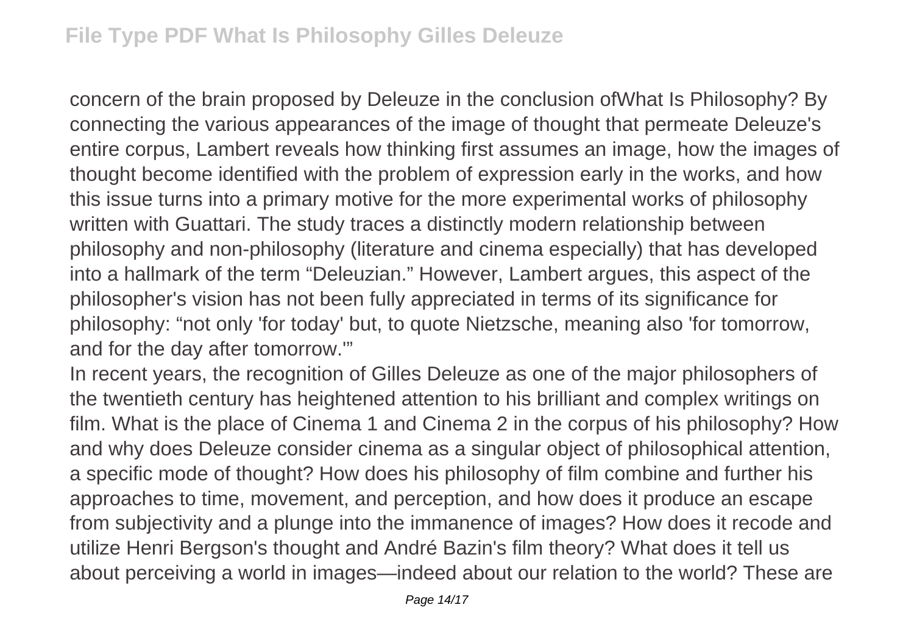concern of the brain proposed by Deleuze in the conclusion ofWhat Is Philosophy? By connecting the various appearances of the image of thought that permeate Deleuze's entire corpus, Lambert reveals how thinking first assumes an image, how the images of thought become identified with the problem of expression early in the works, and how this issue turns into a primary motive for the more experimental works of philosophy written with Guattari. The study traces a distinctly modern relationship between philosophy and non-philosophy (literature and cinema especially) that has developed into a hallmark of the term "Deleuzian." However, Lambert argues, this aspect of the philosopher's vision has not been fully appreciated in terms of its significance for philosophy: "not only 'for today' but, to quote Nietzsche, meaning also 'for tomorrow, and for the day after tomorrow.'"

In recent years, the recognition of Gilles Deleuze as one of the major philosophers of the twentieth century has heightened attention to his brilliant and complex writings on film. What is the place of Cinema 1 and Cinema 2 in the corpus of his philosophy? How and why does Deleuze consider cinema as a singular object of philosophical attention, a specific mode of thought? How does his philosophy of film combine and further his approaches to time, movement, and perception, and how does it produce an escape from subjectivity and a plunge into the immanence of images? How does it recode and utilize Henri Bergson's thought and André Bazin's film theory? What does it tell us about perceiving a world in images—indeed about our relation to the world? These are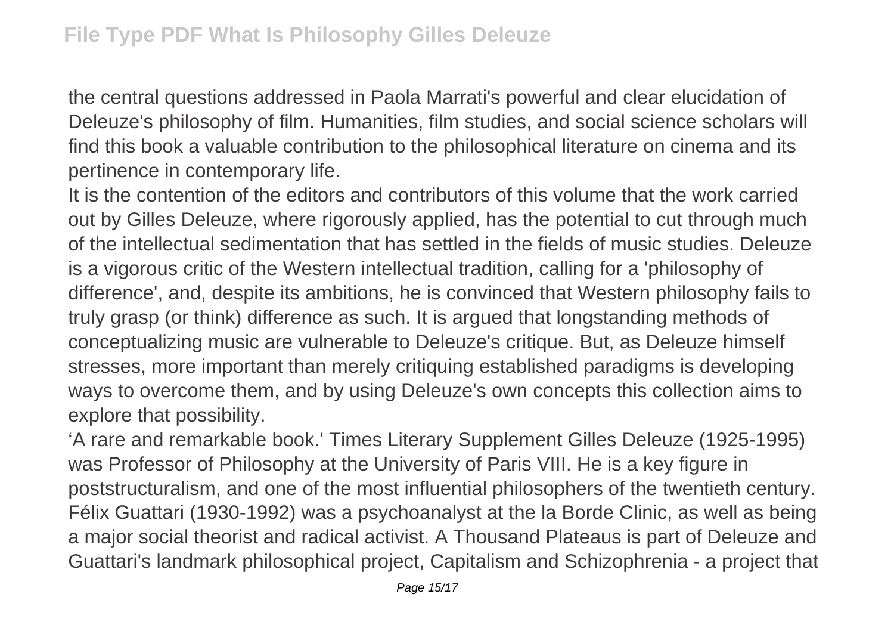the central questions addressed in Paola Marrati's powerful and clear elucidation of Deleuze's philosophy of film. Humanities, film studies, and social science scholars will find this book a valuable contribution to the philosophical literature on cinema and its pertinence in contemporary life.

It is the contention of the editors and contributors of this volume that the work carried out by Gilles Deleuze, where rigorously applied, has the potential to cut through much of the intellectual sedimentation that has settled in the fields of music studies. Deleuze is a vigorous critic of the Western intellectual tradition, calling for a 'philosophy of difference', and, despite its ambitions, he is convinced that Western philosophy fails to truly grasp (or think) difference as such. It is argued that longstanding methods of conceptualizing music are vulnerable to Deleuze's critique. But, as Deleuze himself stresses, more important than merely critiquing established paradigms is developing ways to overcome them, and by using Deleuze's own concepts this collection aims to explore that possibility.

'A rare and remarkable book.' Times Literary Supplement Gilles Deleuze (1925-1995) was Professor of Philosophy at the University of Paris VIII. He is a key figure in poststructuralism, and one of the most influential philosophers of the twentieth century. Félix Guattari (1930-1992) was a psychoanalyst at the la Borde Clinic, as well as being a major social theorist and radical activist. A Thousand Plateaus is part of Deleuze and Guattari's landmark philosophical project, Capitalism and Schizophrenia - a project that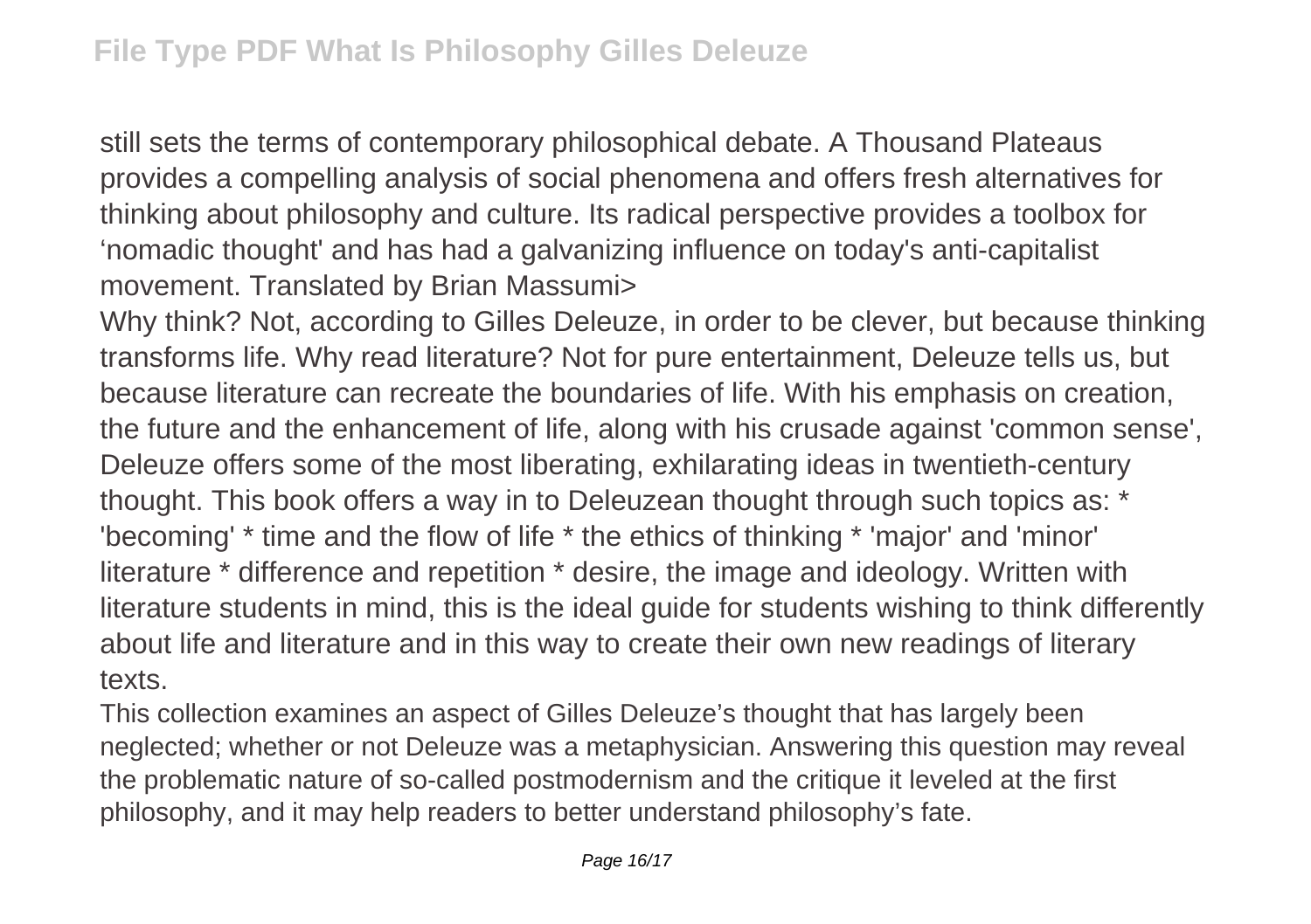still sets the terms of contemporary philosophical debate. A Thousand Plateaus provides a compelling analysis of social phenomena and offers fresh alternatives for thinking about philosophy and culture. Its radical perspective provides a toolbox for 'nomadic thought' and has had a galvanizing influence on today's anti-capitalist movement. Translated by Brian Massumi>

Why think? Not, according to Gilles Deleuze, in order to be clever, but because thinking transforms life. Why read literature? Not for pure entertainment, Deleuze tells us, but because literature can recreate the boundaries of life. With his emphasis on creation, the future and the enhancement of life, along with his crusade against 'common sense', Deleuze offers some of the most liberating, exhilarating ideas in twentieth-century thought. This book offers a way in to Deleuzean thought through such topics as: * 'becoming' * time and the flow of life * the ethics of thinking * 'major' and 'minor' literature * difference and repetition * desire, the image and ideology. Written with literature students in mind, this is the ideal guide for students wishing to think differently about life and literature and in this way to create their own new readings of literary texts.

This collection examines an aspect of Gilles Deleuze's thought that has largely been neglected; whether or not Deleuze was a metaphysician. Answering this question may reveal the problematic nature of so-called postmodernism and the critique it leveled at the first philosophy, and it may help readers to better understand philosophy's fate.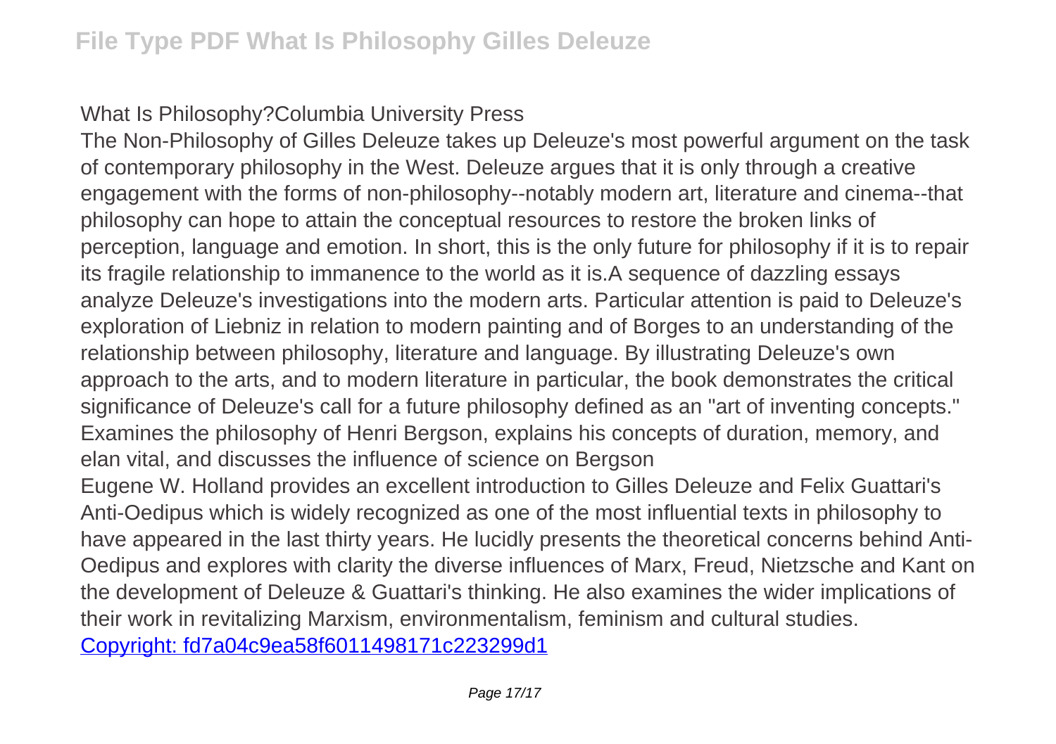What Is Philosophy?Columbia University Press

The Non-Philosophy of Gilles Deleuze takes up Deleuze's most powerful argument on the task of contemporary philosophy in the West. Deleuze argues that it is only through a creative engagement with the forms of non-philosophy--notably modern art, literature and cinema--that philosophy can hope to attain the conceptual resources to restore the broken links of perception, language and emotion. In short, this is the only future for philosophy if it is to repair its fragile relationship to immanence to the world as it is.A sequence of dazzling essays analyze Deleuze's investigations into the modern arts. Particular attention is paid to Deleuze's exploration of Liebniz in relation to modern painting and of Borges to an understanding of the relationship between philosophy, literature and language. By illustrating Deleuze's own approach to the arts, and to modern literature in particular, the book demonstrates the critical significance of Deleuze's call for a future philosophy defined as an "art of inventing concepts."
Examines the philosophy of Henri Bergson, explains his concepts of duration, memory, and elan vital, and discusses the influence of science on Bergson

Eugene W. Holland provides an excellent introduction to Gilles Deleuze and Felix Guattari's Anti-Oedipus which is widely recognized as one of the most influential texts in philosophy to have appeared in the last thirty years. He lucidly presents the theoretical concerns behind Anti-Oedipus and explores with clarity the diverse influences of Marx, Freud, Nietzsche and Kant on the development of Deleuze & Guattari's thinking. He also examines the wider implications of their work in revitalizing Marxism, environmentalism, feminism and cultural studies.

Copyright: fd7a04c9ea58f6011498171c223299d1